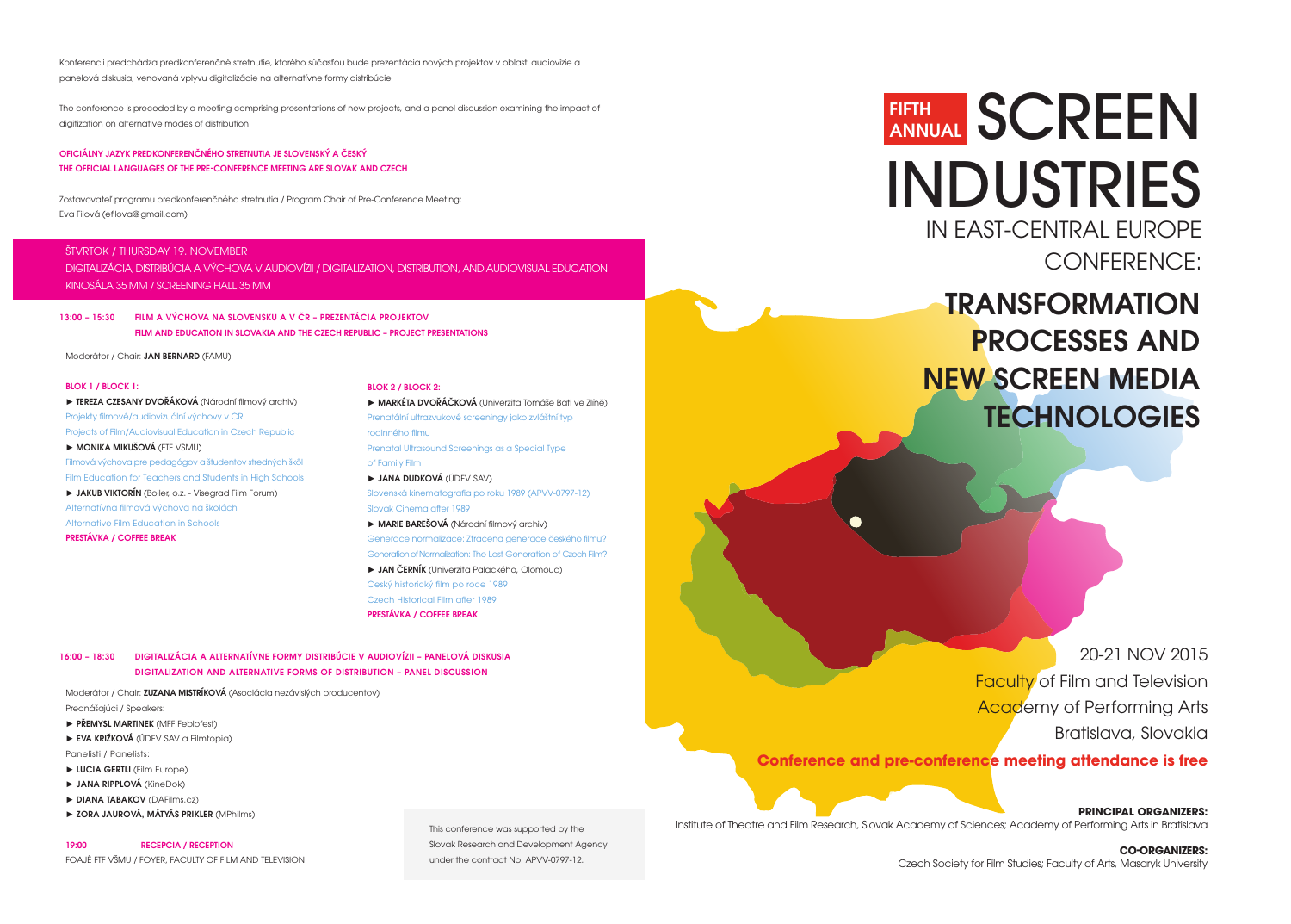# FIFTH ANNUAL SCREEN INDUSTRIES IN EAST-CENTRAL EUROPE CONFERENCE:

## TRANSFORMATION PROCESSES AND NEW SCREEN MEDIA TECHNOLOGIES

20-21 NOV 2015
Faculty of Film and Television
Academy of Performing Arts
Bratislava, Slovakia

**Conference and pre-conference meeting attendance is free**

**PRINCIPAL ORGANIZERS:**
Institute of Theatre and Film Research, Slovak Academy of Sciences; Academy of Performing Arts in Bratislava

**CO-ORGANIZERS:**
Czech Society for Film Studies; Faculty of Arts, Masaryk University

---

Konferencii predchádza predkonferenčné stretnutie, ktorého súčasťou bude prezentácia nových projektov v oblasti audiovízie a panelová diskusia, venovaná vplyvu digitalizácie na alternatívne formy distribúcie

The conference is preceded by a meeting comprising presentations of new projects, and a panel discussion examining the impact of digitization on alternative modes of distribution

**OFICIÁLNY JAZYK PREDKONFERENČNÉHO STRETNUTIA JE SLOVENSKÝ A ČESKÝ**
**THE OFFICIAL LANGUAGES OF THE PRE-CONFERENCE MEETING ARE SLOVAK AND CZECH**

Zostavovateľ programu predkonferenčného stretnutia / Program Chair of Pre-Conference Meeting:
Eva Filová (efilova@gmail.com)

## ŠTVRTOK / THURSDAY 19. NOVEMBER
DIGITALIZÁCIA, DISTRIBÚCIA A VÝCHOVA V AUDIOVÍZII / DIGITALIZATION, DISTRIBUTION, AND AUDIOVISUAL EDUCATION
KINOSÁLA 35 MM / SCREENING HALL 35 MM

### 13:00 – 15:30 FILM A VÝCHOVA NA SLOVENSKU A V ČR – PREZENTÁCIA PROJEKTOV / FILM AND EDUCATION IN SLOVAKIA AND THE CZECH REPUBLIC – PROJECT PRESENTATIONS

Moderátor / Chair: **JAN BERNARD** (FAMU)

**BLOK 1 / BLOCK 1:**

- **TEREZA CZESANY DVOŘÁKOVÁ** (Národní filmový archiv)
  Projekty filmové/audiovizuální výchovy v ČR
  Projects of Film/Audiovisual Education in Czech Republic
- **MONIKA MIKUŠOVÁ** (FTF VŠMU)
  Filmová výchova pre pedagógov a študentov stredných škôl
  Film Education for Teachers and Students in High Schools
- **JAKUB VIKTORÍN** (Boiler, o.z. - Visegrad Film Forum)
  Alternatívna filmová výchova na školách
  Alternative Film Education in Schools

**PRESTÁVKA / COFFEE BREAK**

**BLOK 2 / BLOCK 2:**

- **MARKÉTA DVOŘÁČKOVÁ** (Univerzita Tomáše Bati ve Zlíně)
  Prenatální ultrazvukové screeningy jako zvláštní typ rodinného filmu
  Prenatal Ultrasound Screenings as a Special Type of Family Film
- **JANA DUDKOVÁ** (ÚDFV SAV)
  Slovenská kinematografia po roku 1989 (APVV-0797-12)
  Slovak Cinema after 1989
- **MARIE BAREŠOVÁ** (Národní filmový archiv)
  Generace normalizace: Ztracena generace českého filmu?
  Generation of Normalization: The Lost Generation of Czech Film?
- **JAN ČERNÍK** (Univerzita Palackého, Olomouc)
  Český historický film po roce 1989
  Czech Historical Film after 1989

**PRESTÁVKA / COFFEE BREAK**

### 16:00 – 18:30 DIGITALIZÁCIA A ALTERNATÍVNE FORMY DISTRIBÚCIE V AUDIOVÍZII – PANELOVÁ DISKUSIA / DIGITALIZATION AND ALTERNATIVE FORMS OF DISTRIBUTION – PANEL DISCUSSION

Moderátor / Chair: **ZUZANA MISTRÍKOVÁ** (Asociácia nezávislých producentov)

Prednášajúci / Speakers:

- **PŘEMYSL MARTINEK** (MFF Febiofest)
- **EVA KRIŽKOVÁ** (ÚDFV SAV a Filmtopia)

Panelisti / Panelists:

- **LUCIA GERTLI** (Film Europe)
- **JANA RIPPLOVÁ** (KineDok)
- **DIANA TABAKOV** (DAFilms.cz)
- **ZORA JAUROVÁ, MÁTYÁS PRIKLER** (MPhilms)

### 19:00 RECEPCIA / RECEPTION
FOAJÉ FTF VŠMU / FOYER, FACULTY OF FILM AND TELEVISION

This conference was supported by the Slovak Research and Development Agency under the contract No. APVV-0797-12.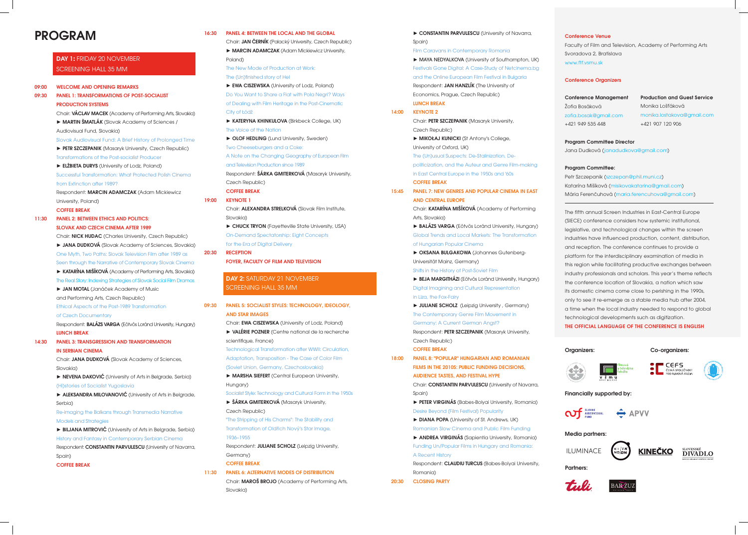# PROGRAM

## DAY 1: FRIDAY 20 NOVEMBER
SCREENING HALL 35 MM

**09:00** WELCOME AND OPENING REMARKS

**09:30** PANEL 1: TRANSFORMATIONS OF POST-SOCIALIST PRODUCTION SYSTEMS

Chair: **VÁCLAV MACEK** (Academy of Performing Arts, Slovakia)

► **MARTIN ŠMATLÁK** (Slovak Academy of Sciences / Audiovisual Fund, Slovakia)
Slovak Audiovisual Fund: A Brief History of Prolonged Time

► **PETR SZCZEPANIK** (Masaryk University, Czech Republic)
Transformations of the Post-socialist Producer

► **ELŻBIETA DURYS** (University of Lodz, Poland)
Successful Transformation: What Protected Polish Cinema from Extinction after 1989?

Respondent: **MARCIN ADAMCZAK** (Adam Mickiewicz University, Poland)

COFFEE BREAK

**11:30** PANEL 2: BETWEEN ETHICS AND POLITICS: SLOVAK AND CZECH CINEMA AFTER 1989

Chair: **NICK HUDAC** (Charles University, Czech Republic)

► **JANA DUDKOVÁ** (Slovak Academy of Sciences, Slovakia)
One Myth, Two Paths: Slovak Television Film after 1989 as Seen through the Narrative of Contemporary Slovak Cinema

► **KATARÍNA MIŠÍKOVÁ** (Academy of Performing Arts, Slovakia)
The Real Story: Indexing Strategies of Slovak Social Film Dramas

► **JAN MOTAL** (Janáček Academy of Music and Performing Arts, Czech Republic)
Ethical Aspects of the Post-1989 Transformation of Czech Documentary

Respondent: **BALÁZS VARGA** (Eötvös Loránd University, Hungary)

LUNCH BREAK

**14:30** PANEL 3: TRANSGRESSION AND TRANSFORMATION IN SERBIAN CINEMA

Chair: **JANA DUDKOVÁ** (Slovak Academy of Sciences, Slovakia)

► **NEVENA DAKOVIĆ** (University of Arts in Belgrade, Serbia)
(Hi)stories of Socialist Yugoslavia

► **ALEKSANDRA MILOVANOVIĆ** (University of Arts in Belgrade, Serbia)
Re-imaging the Balkans through Transmedia Narrative Models and Strategies

► **BILJANA MITROVIĆ** (University of Arts in Belgrade, Serbia)
History and Fantasy in Contemporary Serbian Cinema

Respondent: **CONSTANTIN PARVULESCU** (University of Navarra, Spain)

COFFEE BREAK

**16:30** PANEL 4: BETWEEN THE LOCAL AND THE GLOBAL

Chair: **JAN ČERNÍK** (Palacký University, Czech Republic)

► **MARCIN ADAMCZAK** (Adam Mickiewicz University, Poland)
The New Mode of Production at Work: The (Un)finished story of Hel

► **EWA CISZEWSKA** (University of Lodz, Poland)
Do You Want to Share a Flat with Pola Negri? Ways of Dealing with Film Heritage in the Post-Cinematic City of Łódź

► **KATERYNA KHINKULOVA** (Birkbeck College, UK)
The Voice of the Nation

► **OLOF HEDLING** (Lund University, Sweden)
Two Cheeseburgers and a Coke: A Note on the Changing Geography of European Film and Television Production since 1989

Respondent: **ŠÁRKA GMITERKOVÁ** (Masaryk University, Czech Republic)

COFFEE BREAK

**19:00** KEYNOTE 1

Chair: **ALEXANDRA STRELKOVÁ** (Slovak Film Institute, Slovakia)

► **CHUCK TRYON** (Fayetteville State University, USA)
On-Demand Spectatorship: Eight Concepts for the Era of Digital Delivery

**20:30** RECEPTION
FOYER, FACULTY OF FILM AND TELEVISION

## DAY 2: SATURDAY 21 NOVEMBER
SCREENING HALL 35 MM

**09:30** PANEL 5: SOCIALIST STYLES: TECHNOLOGY, IDEOLOGY, AND STAR IMAGES

Chair: **EWA CISZEWSKA** (University of Lodz, Poland)

► **VALÉRIE POZNER** (Centre national de la recherche scientifique, France)
Technological Transformation after WWII: Circulation, Adaptation, Transposition - The Case of Color Film (Soviet Union, Germany, Czechoslovakia)

► **MARSHA SIEFERT** (Central European University, Hungary)
Socialist Style: Technology and Cultural Form in the 1950s

► **ŠÁRKA GMITERKOVÁ** (Masaryk University, Czech Republic)
"The Stripping of His Charms": The Stability and Transformation of Oldřich Nový's Star Image, 1936–1955

Respondent: **JULIANE SCHOLZ** (Leipzig University, Germany)

COFFEE BREAK

**11:30** PANEL 6: ALTERNATIVE MODES OF DISTRIBUTION

Chair: **MAROŠ BROJO** (Academy of Performing Arts, Slovakia)

► **CONSTANTIN PARVULESCU** (University of Navarra, Spain)
Film Caravans in Contemporary Romania

► **MAYA NEDYALKOVA** (University of Southampton, UK)
Festivals Gone Digital: A Case-Study of Netcinema.bg and the Online European Film Festival in Bulgaria

Respondent: **JAN HANZLÍK** (The University of Economics, Prague, Czech Republic)

LUNCH BREAK

**14:00** KEYNOTE 2

Chair: **PETR SZCZEPANIK** (Masaryk University, Czech Republic)

► **MIKOŁAJ KUNICKI** (St Antony's College, University of Oxford, UK)
The (Un)usual Suspects: De-Stalinization, De-politicization, and the Auteur and Genre Film-making in East Central Europe in the 1950s and '60s

COFFEE BREAK

**15:45** PANEL 7: NEW GENRES AND POPULAR CINEMA IN EAST AND CENTRAL EUROPE

Chair: **KATARÍNA MIŠÍKOVÁ** (Academy of Performing Arts, Slovakia)

► **BALÁZS VARGA** (Eötvös Loránd University, Hungary)
Global Trends and Local Markets: The Transformation of Hungarian Popular Cinema

► **OKSANA BULGAKOWA** (Johannes Gutenberg-Universität Mainz, Germany)
Shifts in the History of Post-Soviet Film

► **BEJA MARGITHÁZI** (Eötvös Loránd University, Hungary)
Digital Imagining and Cultural Representation in Liza, the Fox-Fairy

► **JULIANE SCHOLZ** (Leipzig University , Germany)
The Contemporary Genre Film Movement in Germany: A Current German Angst?

Respondent: **PETR SZCZEPANIK** (Masaryk University, Czech Republic)

COFFEE BREAK

**18:00** PANEL 8: "POPULAR" HUNGARIAN AND ROMANIAN FILMS IN THE 2010S: PUBLIC FUNDING DECISIONS, AUDIENCE TASTES, AND FESTIVAL HYPE

Chair: **CONSTANTIN PARVULESCU** (University of Navarra, Spain)

► **PETER VIRGINÁS** (Babes-Bolyai University, Romania)
Desire Beyond (Film Festival) Popularity

► **DIANA POPA** (University of St. Andrews, UK)
Romanian Slow Cinema and Public Film Funding

► **ANDREA VIRGINÁS** (Sapientia University, Romania)
Funding Un/Popular Films in Hungary and Romania: A Recent History

Respondent: **CLAUDIU TURCUS** (Babes-Bolyai University, Romania)

**20:30** CLOSING PARTY

---

**Conference Venue**
Faculty of Film and Television, Academy of Performing Arts
Svoradova 2, Bratislava
www.ftf.vsmu.sk

**Conference Organizers**

**Conference Management**
Žofia Bosáková
zofia.bosak@gmail.com
+421 949 535 448

**Production and Guest Service**
Monika Lošťáková
monika.lostakova@gmail.com
+421 907 120 906

**Program Committee Director**
Jana Dudková (janadudkova@gmail.com)

**Program Committee:**
Petr Szczepanik (szczepan@phil.muni.cz)
Katarína Mišíková (misikovakatarina@gmail.com)
Mária Ferenčuhová (maria.ferencuhova@gmail.com)

The fifth annual Screen Industries in East-Central Europe (SIECE) conference considers how systemic institutional, legislative, and technological changes within the screen industries have influenced production, content, distribution, and reception. The conference continues to provide a platform for the interdisciplinary examination of media in this region while facilitating productive exchanges between industry professionals and scholars. This year's theme reflects the conference location of Slovakia, a nation which saw its domestic cinema come close to perishing in the 1990s, only to see it re-emerge as a stable media hub after 2004, a time when the local industry needed to respond to global technological developments such as digitization.

THE OFFICIAL LANGUAGE OF THE CONFERENCE IS ENGLISH

**Organizers:**

**Co-organizers:**

**Financially supported by:**

**Media partners:**

ILUMINACE

**Partners:**